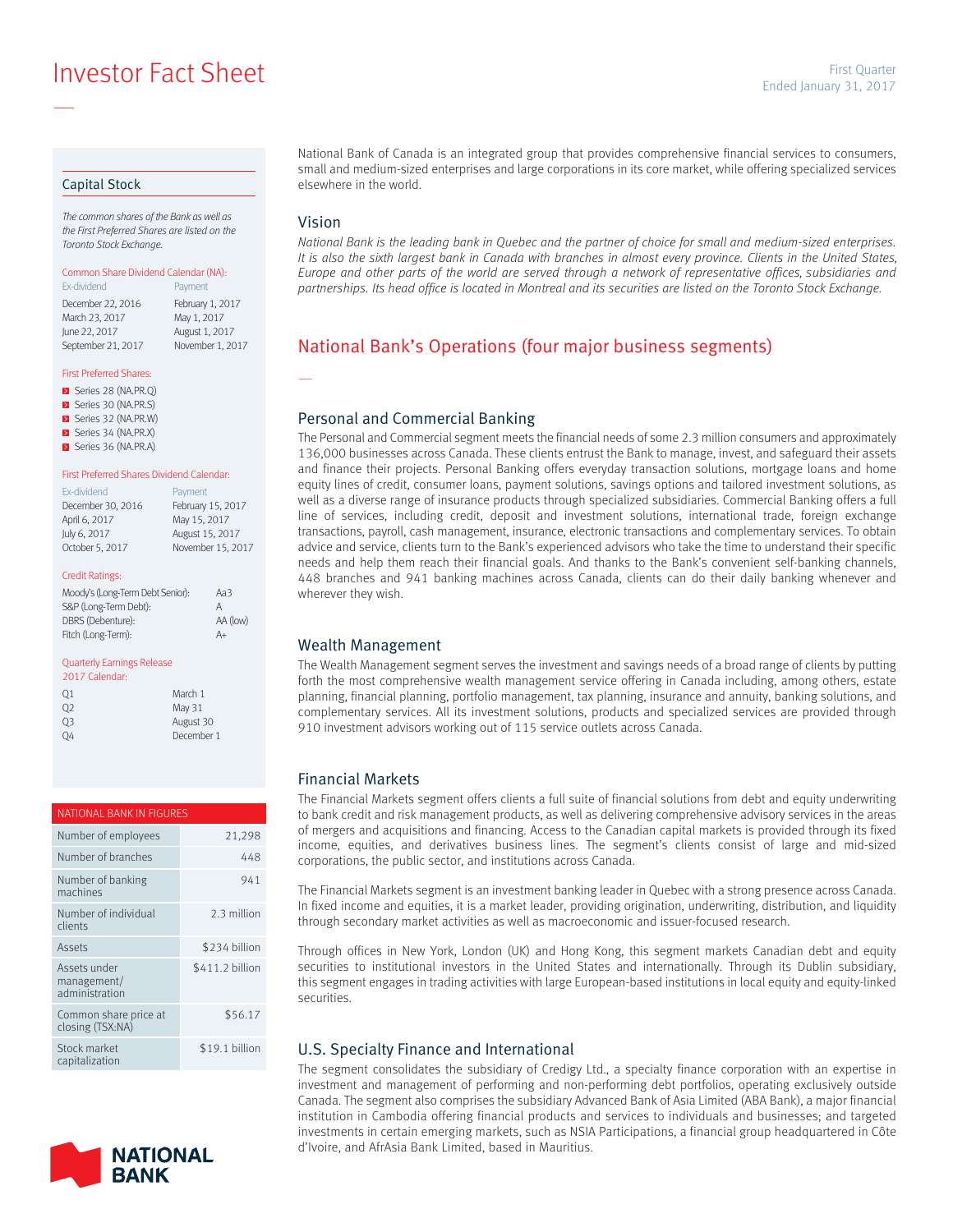# Investor Fact Sheet

First Quarter
Ended January 31, 2017

## Capital Stock

*The common shares of the Bank as well as the First Preferred Shares are listed on the Toronto Stock Exchange.*

**Common Share Dividend Calendar (NA):**

| Ex-dividend | Payment |
|---|---|
| December 22, 2016 | February 1, 2017 |
| March 23, 2017 | May 1, 2017 |
| June 22, 2017 | August 1, 2017 |
| September 21, 2017 | November 1, 2017 |

**First Preferred Shares:**

- Series 28 (NA.PR.Q)
- Series 30 (NA.PR.S)
- Series 32 (NA.PR.W)
- Series 34 (NA.PR.X)
- Series 36 (NA.PR.A)

**First Preferred Shares Dividend Calendar:**

| Ex-dividend | Payment |
|---|---|
| December 30, 2016 | February 15, 2017 |
| April 6, 2017 | May 15, 2017 |
| July 6, 2017 | August 15, 2017 |
| October 5, 2017 | November 15, 2017 |

**Credit Ratings:**

| | |
|---|---|
| Moody's (Long-Term Debt Senior): | Aa3 |
| S&P (Long-Term Debt): | A |
| DBRS (Debenture): | AA (low) |
| Fitch (Long-Term): | A+ |

**Quarterly Earnings Release 2017 Calendar:**

| | |
|---|---|
| Q1 | March 1 |
| Q2 | May 31 |
| Q3 | August 30 |
| Q4 | December 1 |

| NATIONAL BANK IN FIGURES | |
|---|---|
| Number of employees | 21,298 |
| Number of branches | 448 |
| Number of banking machines | 941 |
| Number of individual clients | 2.3 million |
| Assets | $234 billion |
| Assets under management/administration | $411.2 billion |
| Common share price at closing (TSX:NA) | $56.17 |
| Stock market capitalization | $19.1 billion |

National Bank of Canada is an integrated group that provides comprehensive financial services to consumers, small and medium-sized enterprises and large corporations in its core market, while offering specialized services elsewhere in the world.

### Vision

*National Bank is the leading bank in Quebec and the partner of choice for small and medium-sized enterprises. It is also the sixth largest bank in Canada with branches in almost every province. Clients in the United States, Europe and other parts of the world are served through a network of representative offices, subsidiaries and partnerships. Its head office is located in Montreal and its securities are listed on the Toronto Stock Exchange.*

## National Bank's Operations (four major business segments)

### Personal and Commercial Banking

The Personal and Commercial segment meets the financial needs of some 2.3 million consumers and approximately 136,000 businesses across Canada. These clients entrust the Bank to manage, invest, and safeguard their assets and finance their projects. Personal Banking offers everyday transaction solutions, mortgage loans and home equity lines of credit, consumer loans, payment solutions, savings options and tailored investment solutions, as well as a diverse range of insurance products through specialized subsidiaries. Commercial Banking offers a full line of services, including credit, deposit and investment solutions, international trade, foreign exchange transactions, payroll, cash management, insurance, electronic transactions and complementary services. To obtain advice and service, clients turn to the Bank's experienced advisors who take the time to understand their specific needs and help them reach their financial goals. And thanks to the Bank's convenient self-banking channels, 448 branches and 941 banking machines across Canada, clients can do their daily banking whenever and wherever they wish.

### Wealth Management

The Wealth Management segment serves the investment and savings needs of a broad range of clients by putting forth the most comprehensive wealth management service offering in Canada including, among others, estate planning, financial planning, portfolio management, tax planning, insurance and annuity, banking solutions, and complementary services. All its investment solutions, products and specialized services are provided through 910 investment advisors working out of 115 service outlets across Canada.

### Financial Markets

The Financial Markets segment offers clients a full suite of financial solutions from debt and equity underwriting to bank credit and risk management products, as well as delivering comprehensive advisory services in the areas of mergers and acquisitions and financing. Access to the Canadian capital markets is provided through its fixed income, equities, and derivatives business lines. The segment's clients consist of large and mid-sized corporations, the public sector, and institutions across Canada.

The Financial Markets segment is an investment banking leader in Quebec with a strong presence across Canada. In fixed income and equities, it is a market leader, providing origination, underwriting, distribution, and liquidity through secondary market activities as well as macroeconomic and issuer-focused research.

Through offices in New York, London (UK) and Hong Kong, this segment markets Canadian debt and equity securities to institutional investors in the United States and internationally. Through its Dublin subsidiary, this segment engages in trading activities with large European-based institutions in local equity and equity-linked securities.

### U.S. Specialty Finance and International

The segment consolidates the subsidiary of Credigy Ltd., a specialty finance corporation with an expertise in investment and management of performing and non-performing debt portfolios, operating exclusively outside Canada. The segment also comprises the subsidiary Advanced Bank of Asia Limited (ABA Bank), a major financial institution in Cambodia offering financial products and services to individuals and businesses; and targeted investments in certain emerging markets, such as NSIA Participations, a financial group headquartered in Côte d'Ivoire, and AfrAsia Bank Limited, based in Mauritius.

NATIONAL BANK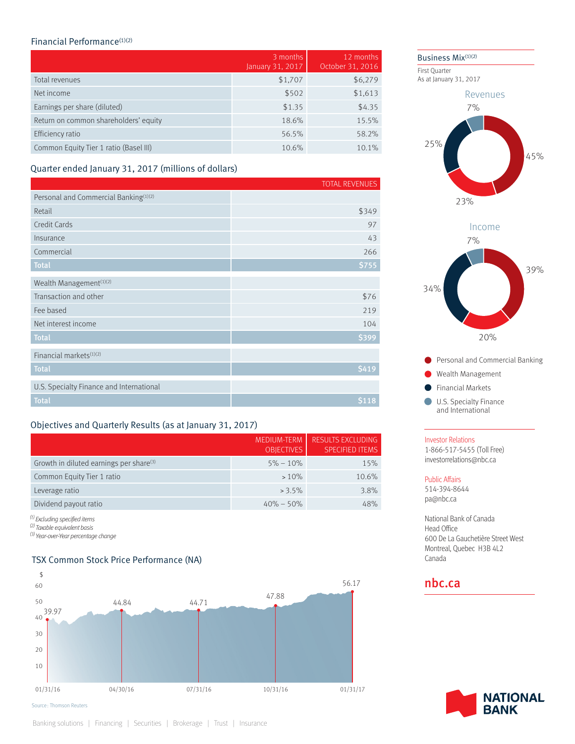## Financial Performance[1][2]

| | 3 months January 31, 2017 | 12 months October 31, 2016 |
|---|---|---|
| Total revenues | $1,707 | $6,279 |
| Net income | $502 | $1,613 |
| Earnings per share (diluted) | $1.35 | $4.35 |
| Return on common shareholders' equity | 18.6% | 15.5% |
| Efficiency ratio | 56.5% | 58.2% |
| Common Equity Tier 1 ratio (Basel III) | 10.6% | 10.1% |

## Quarter ended January 31, 2017 (millions of dollars)

| | TOTAL REVENUES |
|---|---|
| Personal and Commercial Banking[1][2] | |
| Retail | $349 |
| Credit Cards | 97 |
| Insurance | 43 |
| Commercial | 266 |
| **Total** | **$755** |
| Wealth Management[1][2] | |
| Transaction and other | $76 |
| Fee based | 219 |
| Net interest income | 104 |
| **Total** | **$399** |
| Financial markets[1][2] | |
| **Total** | **$419** |
| U.S. Specialty Finance and International | |
| **Total** | **$118** |

## Objectives and Quarterly Results (as at January 31, 2017)

| | MEDIUM-TERM OBJECTIVES | RESULTS EXCLUDING SPECIFIED ITEMS |
|---|---|---|
| Growth in diluted earnings per share[3] | 5% – 10% | 15% |
| Common Equity Tier 1 ratio | > 10% | 10.6% |
| Leverage ratio | > 3.5% | 3.8% |
| Dividend payout ratio | 40% – 50% | 48% |

*(1) Excluding specified items*
*(2) Taxable equivalent basis*
*(3) Year-over-Year percentage change*

## TSX Common Stock Price Performance (NA)

$
60
50
40
30
20
10

39.97
44.84
44.71
47.88
56.17

01/31/16
04/30/16
07/31/16
10/31/16
01/31/17

Source: Thomson Reuters

## Business Mix[1][2]

First Quarter
As at January 31, 2017

Revenues

45%
23%
25%
7%

Income

39%
20%
34%
7%

- Personal and Commercial Banking
- Wealth Management
- Financial Markets
- U.S. Specialty Finance and International

Investor Relations
1-866-517-5455 (Toll Free)
investorrelations@nbc.ca

Public Affairs
514-394-8644
pa@nbc.ca

National Bank of Canada
Head Office
600 De La Gauchetière Street West
Montreal, Quebec H3B 4L2
Canada

**nbc.ca**

NATIONAL BANK

Banking solutions | Financing | Securities | Brokerage | Trust | Insurance